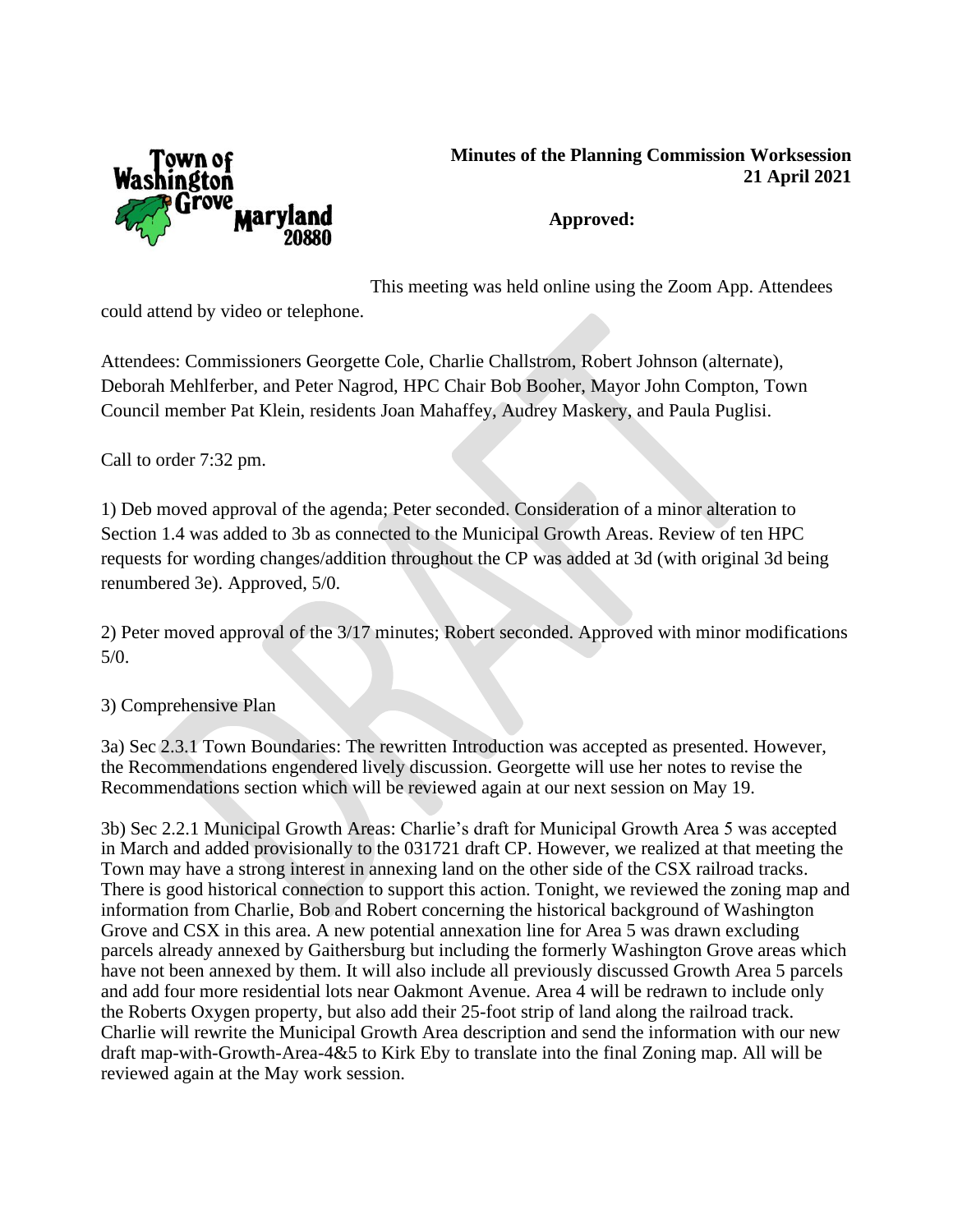Town of Washington Grove Maryland 20880

**Minutes of the Planning Commission Worksession**
**21 April 2021**

**Approved:**

This meeting was held online using the Zoom App. Attendees could attend by video or telephone.

Attendees: Commissioners Georgette Cole, Charlie Challstrom, Robert Johnson (alternate), Deborah Mehlferber, and Peter Nagrod, HPC Chair Bob Booher, Mayor John Compton, Town Council member Pat Klein, residents Joan Mahaffey, Audrey Maskery, and Paula Puglisi.

Call to order 7:32 pm.

1) Deb moved approval of the agenda; Peter seconded. Consideration of a minor alteration to Section 1.4 was added to 3b as connected to the Municipal Growth Areas. Review of ten HPC requests for wording changes/addition throughout the CP was added at 3d (with original 3d being renumbered 3e). Approved, 5/0.

2) Peter moved approval of the 3/17 minutes; Robert seconded. Approved with minor modifications 5/0.

3) Comprehensive Plan

3a) Sec 2.3.1 Town Boundaries: The rewritten Introduction was accepted as presented. However, the Recommendations engendered lively discussion. Georgette will use her notes to revise the Recommendations section which will be reviewed again at our next session on May 19.

3b) Sec 2.2.1 Municipal Growth Areas: Charlie's draft for Municipal Growth Area 5 was accepted in March and added provisionally to the 031721 draft CP. However, we realized at that meeting the Town may have a strong interest in annexing land on the other side of the CSX railroad tracks. There is good historical connection to support this action. Tonight, we reviewed the zoning map and information from Charlie, Bob and Robert concerning the historical background of Washington Grove and CSX in this area. A new potential annexation line for Area 5 was drawn excluding parcels already annexed by Gaithersburg but including the formerly Washington Grove areas which have not been annexed by them. It will also include all previously discussed Growth Area 5 parcels and add four more residential lots near Oakmont Avenue. Area 4 will be redrawn to include only the Roberts Oxygen property, but also add their 25-foot strip of land along the railroad track. Charlie will rewrite the Municipal Growth Area description and send the information with our new draft map-with-Growth-Area-4&5 to Kirk Eby to translate into the final Zoning map. All will be reviewed again at the May work session.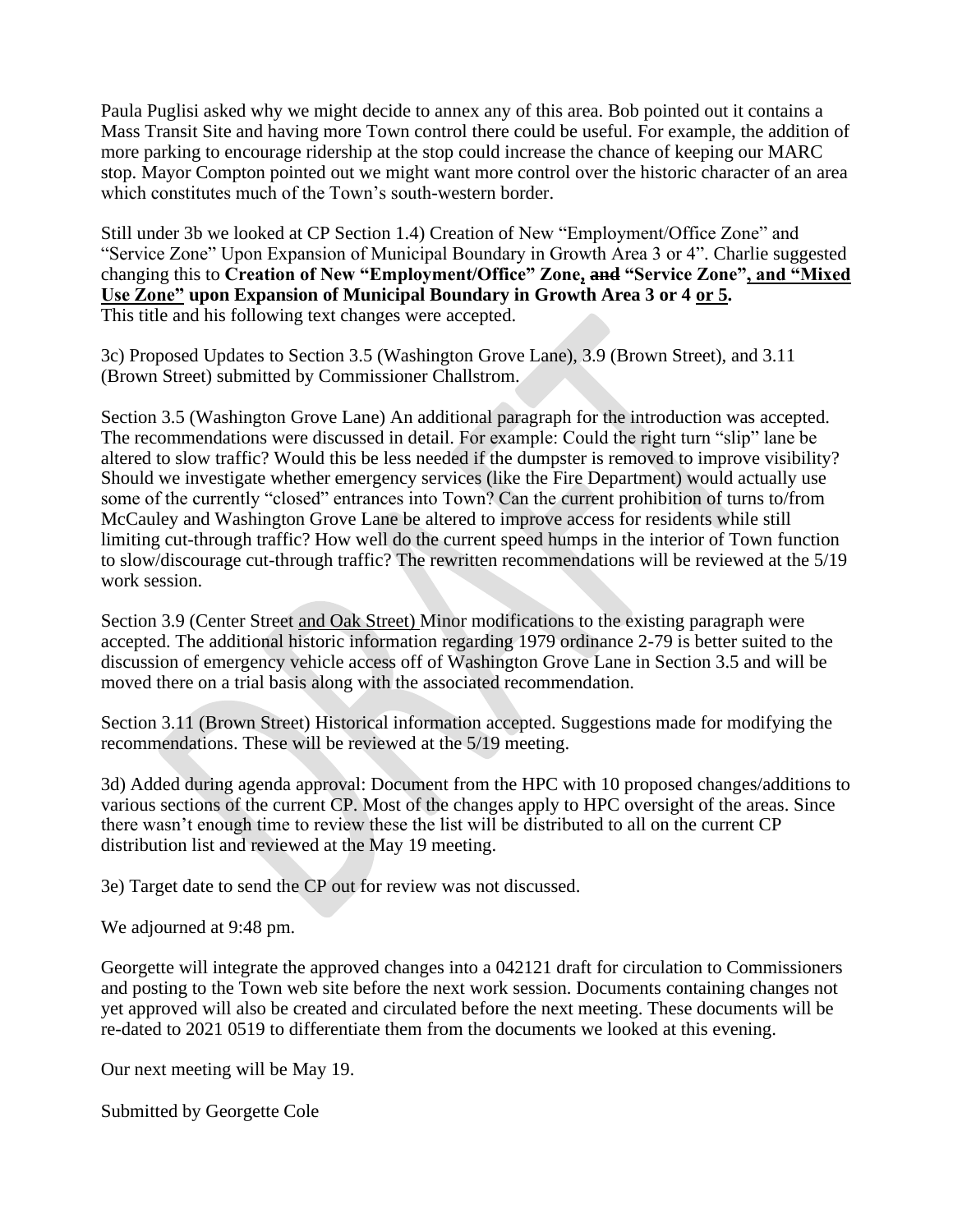Paula Puglisi asked why we might decide to annex any of this area. Bob pointed out it contains a Mass Transit Site and having more Town control there could be useful. For example, the addition of more parking to encourage ridership at the stop could increase the chance of keeping our MARC stop. Mayor Compton pointed out we might want more control over the historic character of an area which constitutes much of the Town's south-western border.

Still under 3b we looked at CP Section 1.4) Creation of New "Employment/Office Zone" and "Service Zone" Upon Expansion of Municipal Boundary in Growth Area 3 or 4". Charlie suggested changing this to **Creation of New "Employment/Office" Zone<u>,</u> ~~and~~ "Service Zone"<u>, and "Mixed Use Zone"</u> upon Expansion of Municipal Boundary in Growth Area 3 or 4 <u>or 5</u>.** This title and his following text changes were accepted.

3c) Proposed Updates to Section 3.5 (Washington Grove Lane), 3.9 (Brown Street), and 3.11 (Brown Street) submitted by Commissioner Challstrom.

Section 3.5 (Washington Grove Lane) An additional paragraph for the introduction was accepted. The recommendations were discussed in detail. For example: Could the right turn "slip" lane be altered to slow traffic? Would this be less needed if the dumpster is removed to improve visibility? Should we investigate whether emergency services (like the Fire Department) would actually use some of the currently "closed" entrances into Town? Can the current prohibition of turns to/from McCauley and Washington Grove Lane be altered to improve access for residents while still limiting cut-through traffic? How well do the current speed humps in the interior of Town function to slow/discourage cut-through traffic? The rewritten recommendations will be reviewed at the 5/19 work session.

Section 3.9 (Center Street <u>and Oak Street)</u> Minor modifications to the existing paragraph were accepted. The additional historic information regarding 1979 ordinance 2-79 is better suited to the discussion of emergency vehicle access off of Washington Grove Lane in Section 3.5 and will be moved there on a trial basis along with the associated recommendation.

Section 3.11 (Brown Street) Historical information accepted. Suggestions made for modifying the recommendations. These will be reviewed at the 5/19 meeting.

3d) Added during agenda approval: Document from the HPC with 10 proposed changes/additions to various sections of the current CP. Most of the changes apply to HPC oversight of the areas. Since there wasn't enough time to review these the list will be distributed to all on the current CP distribution list and reviewed at the May 19 meeting.

3e) Target date to send the CP out for review was not discussed.

We adjourned at 9:48 pm.

Georgette will integrate the approved changes into a 042121 draft for circulation to Commissioners and posting to the Town web site before the next work session. Documents containing changes not yet approved will also be created and circulated before the next meeting. These documents will be re-dated to 2021 0519 to differentiate them from the documents we looked at this evening.

Our next meeting will be May 19.

Submitted by Georgette Cole